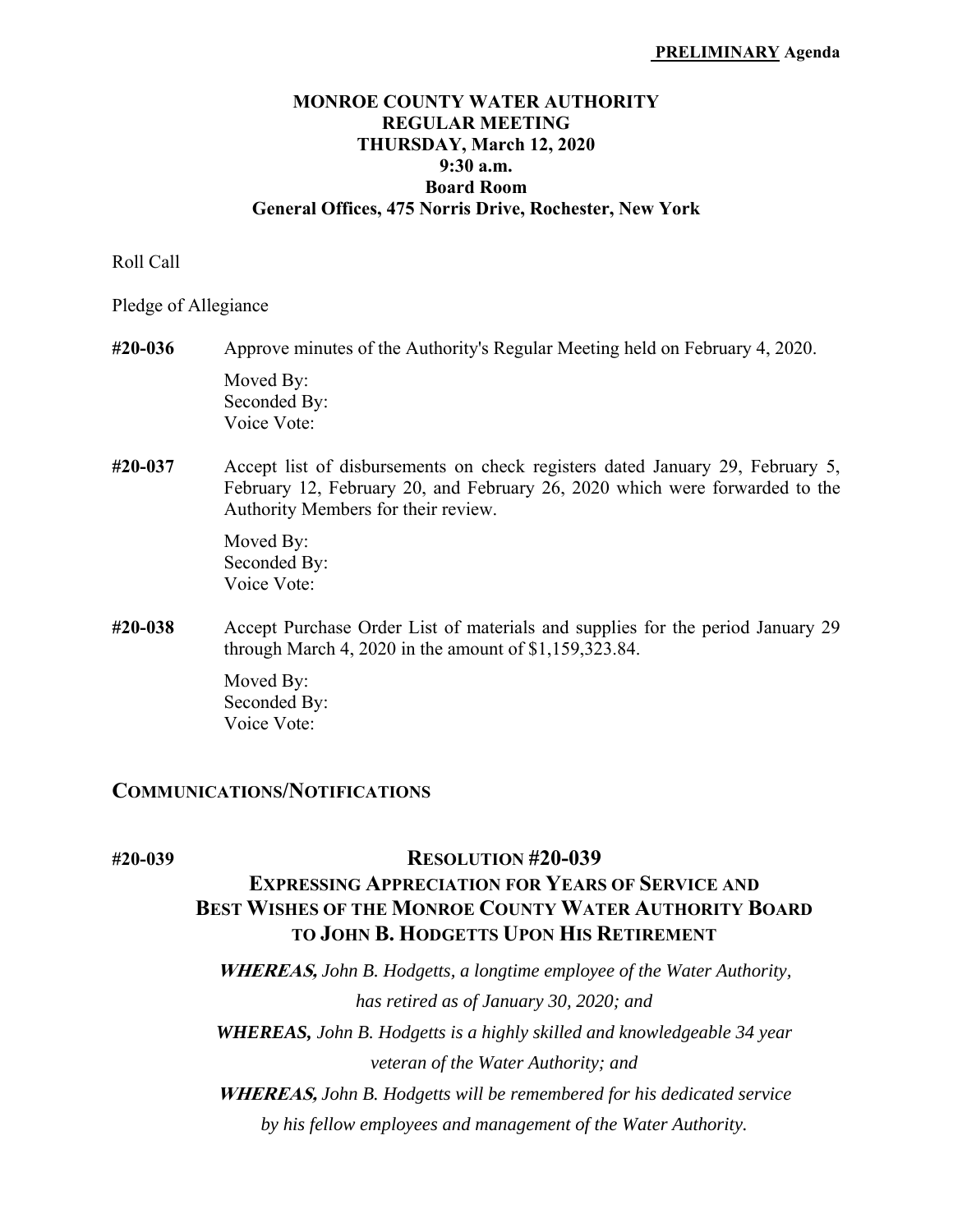**PRELIMINARY Agenda**

# MONROE COUNTY WATER AUTHORITY
## REGULAR MEETING
## THURSDAY, March 12, 2020
## 9:30 a.m.
## Board Room
## General Offices, 475 Norris Drive, Rochester, New York

Roll Call

Pledge of Allegiance

**#20-036** Approve minutes of the Authority's Regular Meeting held on February 4, 2020.

Moved By:
Seconded By:
Voice Vote:

**#20-037** Accept list of disbursements on check registers dated January 29, February 5, February 12, February 20, and February 26, 2020 which were forwarded to the Authority Members for their review.

Moved By:
Seconded By:
Voice Vote:

**#20-038** Accept Purchase Order List of materials and supplies for the period January 29 through March 4, 2020 in the amount of $1,159,323.84.

Moved By:
Seconded By:
Voice Vote:

## COMMUNICATIONS/NOTIFICATIONS

**#20-039**

### RESOLUTION #20-039
### EXPRESSING APPRECIATION FOR YEARS OF SERVICE AND BEST WISHES OF THE MONROE COUNTY WATER AUTHORITY BOARD TO JOHN B. HODGETTS UPON HIS RETIREMENT

***WHEREAS,*** *John B. Hodgetts, a longtime employee of the Water Authority, has retired as of January 30, 2020; and*

***WHEREAS,*** *John B. Hodgetts is a highly skilled and knowledgeable 34 year veteran of the Water Authority; and*

***WHEREAS,*** *John B. Hodgetts will be remembered for his dedicated service by his fellow employees and management of the Water Authority.*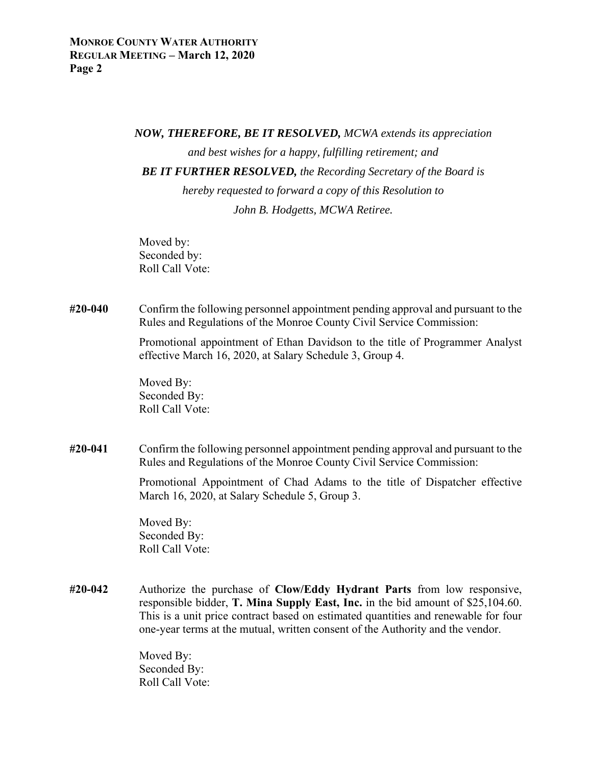***NOW, THEREFORE, BE IT RESOLVED,*** *MCWA extends its appreciation and best wishes for a happy, fulfilling retirement; and*
***BE IT FURTHER RESOLVED,*** *the Recording Secretary of the Board is hereby requested to forward a copy of this Resolution to John B. Hodgetts, MCWA Retiree.*

Moved by:
Seconded by:
Roll Call Vote:

**#20-040** Confirm the following personnel appointment pending approval and pursuant to the Rules and Regulations of the Monroe County Civil Service Commission:

Promotional appointment of Ethan Davidson to the title of Programmer Analyst effective March 16, 2020, at Salary Schedule 3, Group 4.

Moved By:
Seconded By:
Roll Call Vote:

**#20-041** Confirm the following personnel appointment pending approval and pursuant to the Rules and Regulations of the Monroe County Civil Service Commission:

Promotional Appointment of Chad Adams to the title of Dispatcher effective March 16, 2020, at Salary Schedule 5, Group 3.

Moved By:
Seconded By:
Roll Call Vote:

**#20-042** Authorize the purchase of **Clow/Eddy Hydrant Parts** from low responsive, responsible bidder, **T. Mina Supply East, Inc.** in the bid amount of $25,104.60. This is a unit price contract based on estimated quantities and renewable for four one-year terms at the mutual, written consent of the Authority and the vendor.

Moved By:
Seconded By:
Roll Call Vote: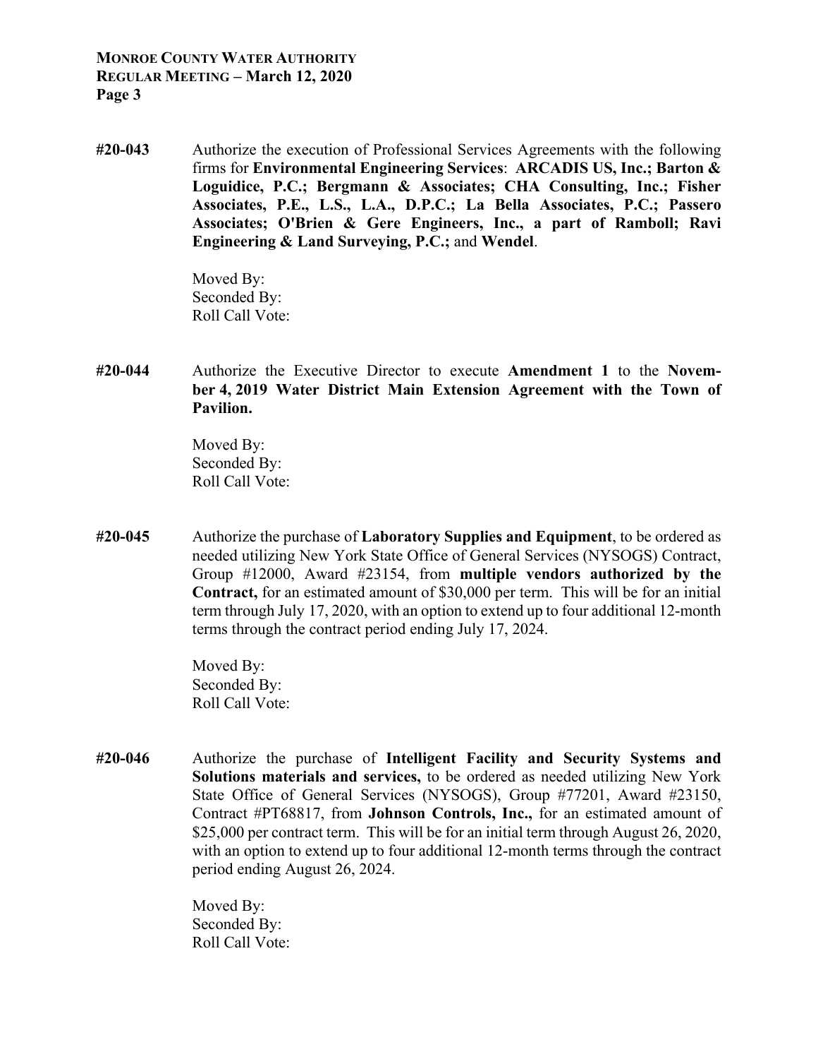**#20-043** Authorize the execution of Professional Services Agreements with the following firms for **Environmental Engineering Services**: **ARCADIS US, Inc.; Barton & Loguidice, P.C.; Bergmann & Associates; CHA Consulting, Inc.; Fisher Associates, P.E., L.S., L.A., D.P.C.; La Bella Associates, P.C.; Passero Associates; O'Brien & Gere Engineers, Inc., a part of Ramboll; Ravi Engineering & Land Surveying, P.C.;** and **Wendel**.

Moved By:
Seconded By:
Roll Call Vote:

**#20-044** Authorize the Executive Director to execute **Amendment 1** to the **November 4, 2019 Water District Main Extension Agreement with the Town of Pavilion.**

Moved By:
Seconded By:
Roll Call Vote:

**#20-045** Authorize the purchase of **Laboratory Supplies and Equipment**, to be ordered as needed utilizing New York State Office of General Services (NYSOGS) Contract, Group #12000, Award #23154, from **multiple vendors authorized by the Contract,** for an estimated amount of $30,000 per term. This will be for an initial term through July 17, 2020, with an option to extend up to four additional 12-month terms through the contract period ending July 17, 2024.

Moved By:
Seconded By:
Roll Call Vote:

**#20-046** Authorize the purchase of **Intelligent Facility and Security Systems and Solutions materials and services,** to be ordered as needed utilizing New York State Office of General Services (NYSOGS), Group #77201, Award #23150, Contract #PT68817, from **Johnson Controls, Inc.,** for an estimated amount of $25,000 per contract term. This will be for an initial term through August 26, 2020, with an option to extend up to four additional 12-month terms through the contract period ending August 26, 2024.

Moved By:
Seconded By:
Roll Call Vote: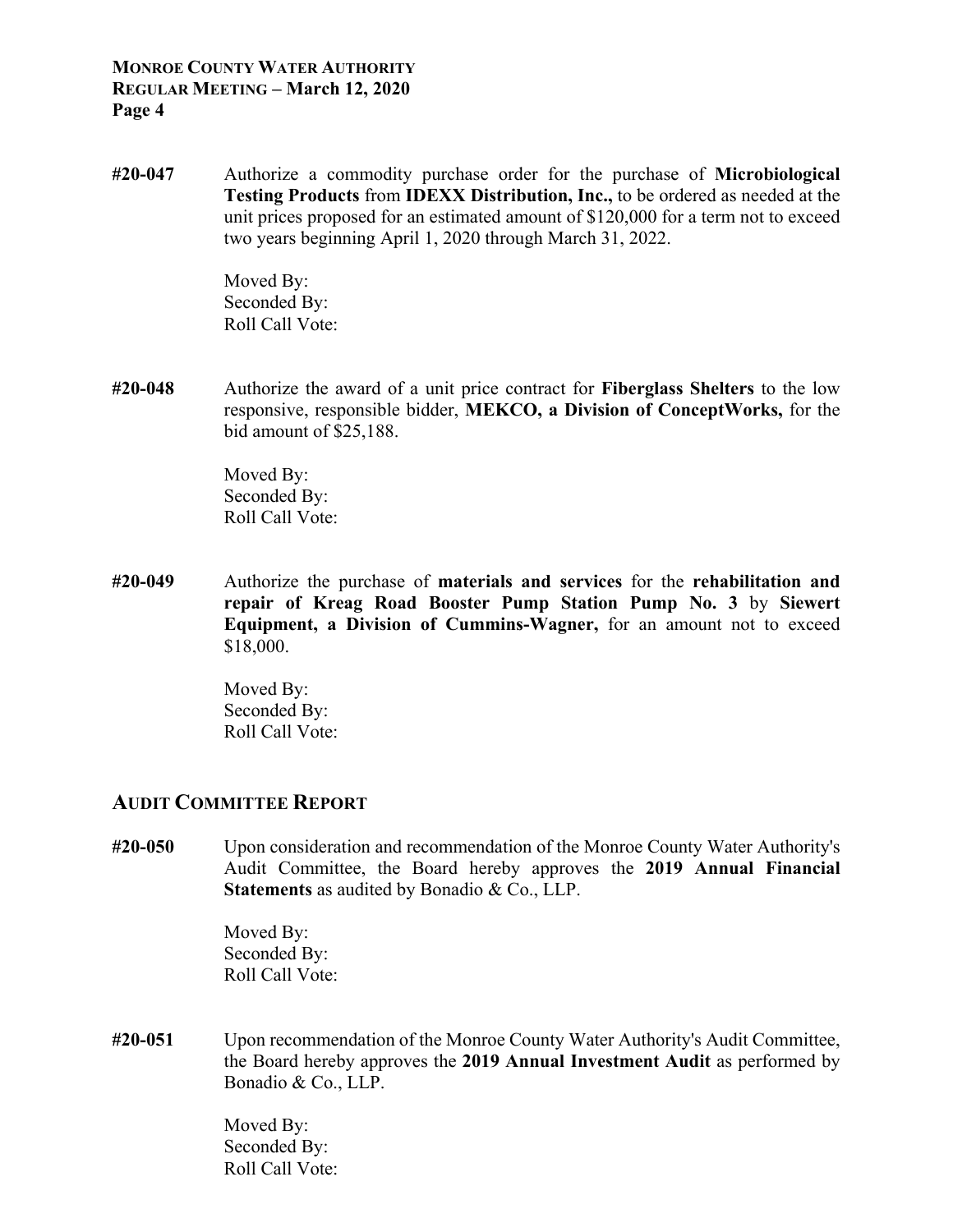**#20-047** Authorize a commodity purchase order for the purchase of **Microbiological Testing Products** from **IDEXX Distribution, Inc.,** to be ordered as needed at the unit prices proposed for an estimated amount of $120,000 for a term not to exceed two years beginning April 1, 2020 through March 31, 2022.

Moved By:
Seconded By:
Roll Call Vote:

**#20-048** Authorize the award of a unit price contract for **Fiberglass Shelters** to the low responsive, responsible bidder, **MEKCO, a Division of ConceptWorks,** for the bid amount of $25,188.

Moved By:
Seconded By:
Roll Call Vote:

**#20-049** Authorize the purchase of **materials and services** for the **rehabilitation and repair of Kreag Road Booster Pump Station Pump No. 3** by **Siewert Equipment, a Division of Cummins-Wagner,** for an amount not to exceed $18,000.

Moved By:
Seconded By:
Roll Call Vote:

## AUDIT COMMITTEE REPORT

**#20-050** Upon consideration and recommendation of the Monroe County Water Authority's Audit Committee, the Board hereby approves the **2019 Annual Financial Statements** as audited by Bonadio & Co., LLP.

Moved By:
Seconded By:
Roll Call Vote:

**#20-051** Upon recommendation of the Monroe County Water Authority's Audit Committee, the Board hereby approves the **2019 Annual Investment Audit** as performed by Bonadio & Co., LLP.

Moved By:
Seconded By:
Roll Call Vote: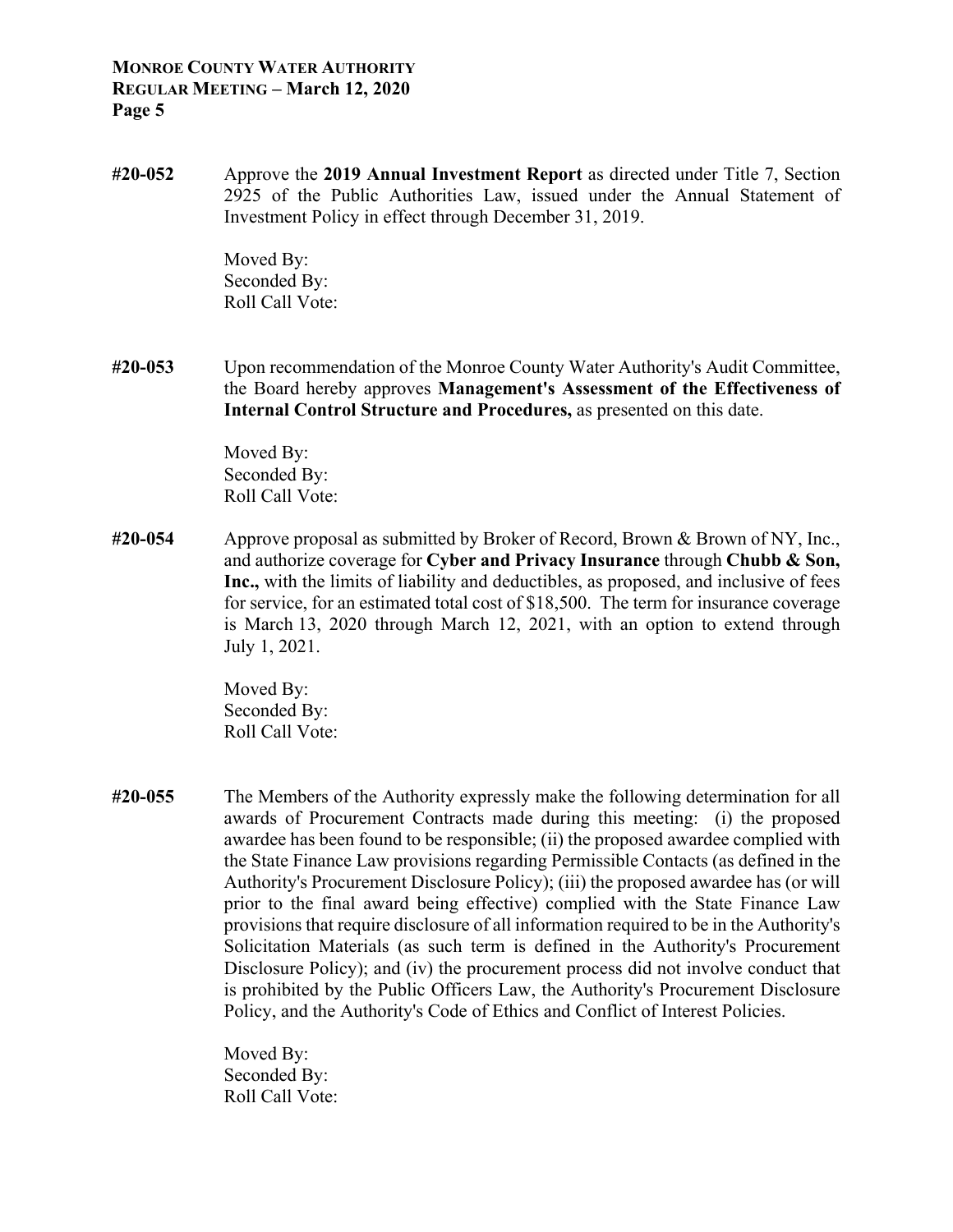**#20-052** Approve the **2019 Annual Investment Report** as directed under Title 7, Section 2925 of the Public Authorities Law, issued under the Annual Statement of Investment Policy in effect through December 31, 2019.

Moved By:
Seconded By:
Roll Call Vote:

**#20-053** Upon recommendation of the Monroe County Water Authority's Audit Committee, the Board hereby approves **Management's Assessment of the Effectiveness of Internal Control Structure and Procedures,** as presented on this date.

Moved By:
Seconded By:
Roll Call Vote:

**#20-054** Approve proposal as submitted by Broker of Record, Brown & Brown of NY, Inc., and authorize coverage for **Cyber and Privacy Insurance** through **Chubb & Son, Inc.,** with the limits of liability and deductibles, as proposed, and inclusive of fees for service, for an estimated total cost of $18,500. The term for insurance coverage is March 13, 2020 through March 12, 2021, with an option to extend through July 1, 2021.

Moved By:
Seconded By:
Roll Call Vote:

**#20-055** The Members of the Authority expressly make the following determination for all awards of Procurement Contracts made during this meeting: (i) the proposed awardee has been found to be responsible; (ii) the proposed awardee complied with the State Finance Law provisions regarding Permissible Contacts (as defined in the Authority's Procurement Disclosure Policy); (iii) the proposed awardee has (or will prior to the final award being effective) complied with the State Finance Law provisions that require disclosure of all information required to be in the Authority's Solicitation Materials (as such term is defined in the Authority's Procurement Disclosure Policy); and (iv) the procurement process did not involve conduct that is prohibited by the Public Officers Law, the Authority's Procurement Disclosure Policy, and the Authority's Code of Ethics and Conflict of Interest Policies.

Moved By:
Seconded By:
Roll Call Vote: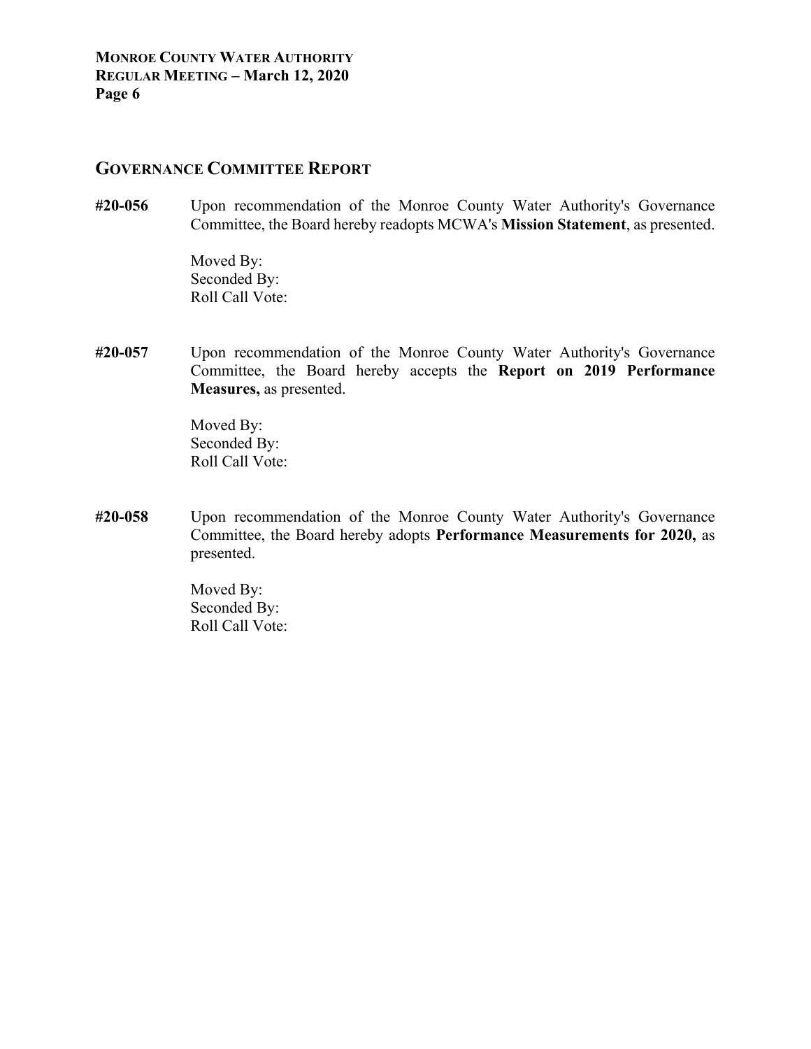## GOVERNANCE COMMITTEE REPORT

**#20-056** Upon recommendation of the Monroe County Water Authority's Governance Committee, the Board hereby readopts MCWA's **Mission Statement**, as presented.

Moved By:
Seconded By:
Roll Call Vote:

**#20-057** Upon recommendation of the Monroe County Water Authority's Governance Committee, the Board hereby accepts the **Report on 2019 Performance Measures,** as presented.

Moved By:
Seconded By:
Roll Call Vote:

**#20-058** Upon recommendation of the Monroe County Water Authority's Governance Committee, the Board hereby adopts **Performance Measurements for 2020,** as presented.

Moved By:
Seconded By:
Roll Call Vote: